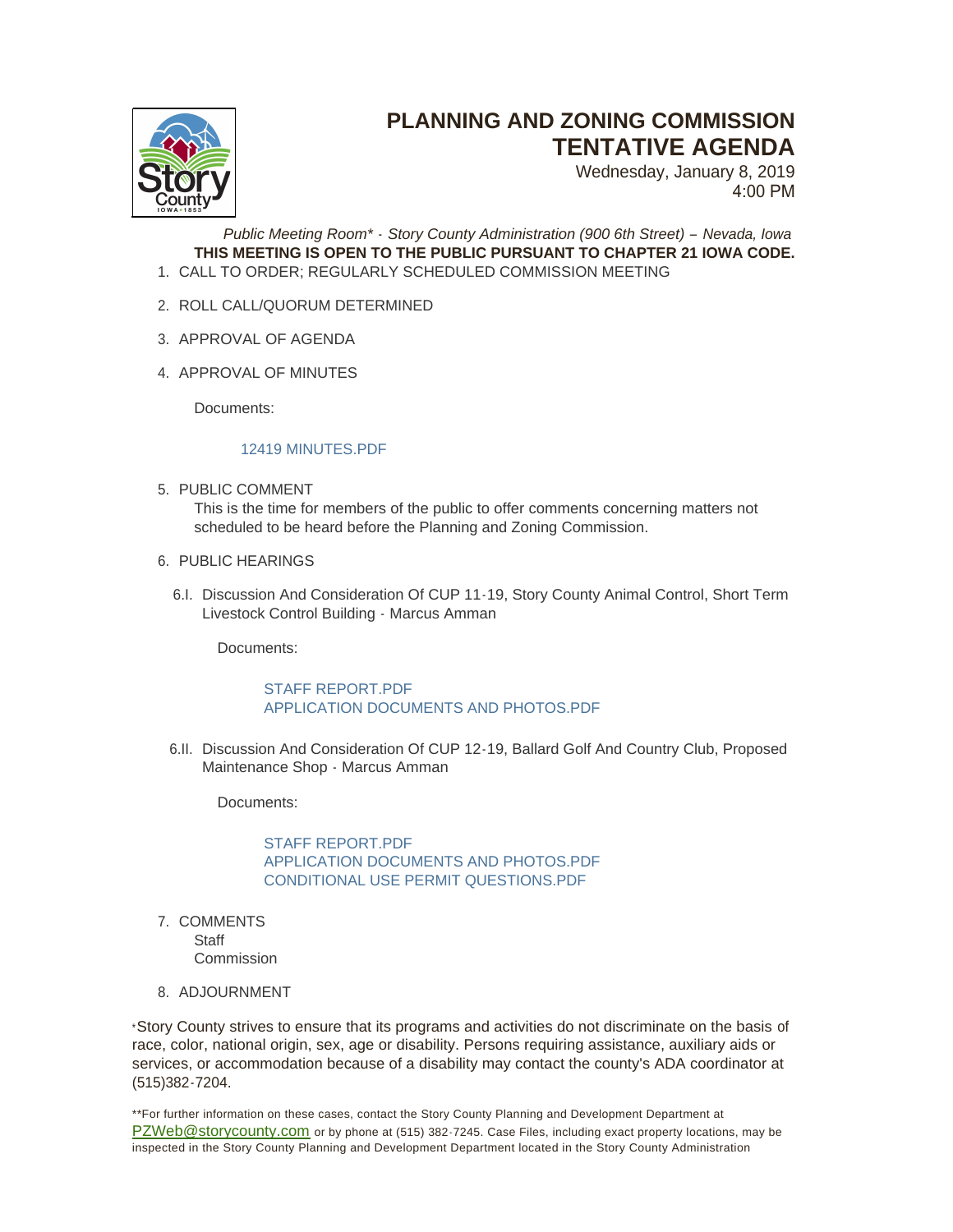# PLANNING AND ZONING COMMISSION TENTATIVE AGENDA

Wednesday, January 8, 2019
4:00 PM

*Public Meeting Room\* - Story County Administration (900 6th Street) – Nevada, Iowa*

**THIS MEETING IS OPEN TO THE PUBLIC PURSUANT TO CHAPTER 21 IOWA CODE.**

1. CALL TO ORDER; REGULARLY SCHEDULED COMMISSION MEETING

2. ROLL CALL/QUORUM DETERMINED

3. APPROVAL OF AGENDA

4. APPROVAL OF MINUTES

   Documents:

   12419 MINUTES.PDF

5. PUBLIC COMMENT

   This is the time for members of the public to offer comments concerning matters not scheduled to be heard before the Planning and Zoning Commission.

6. PUBLIC HEARINGS

   6.I. Discussion And Consideration Of CUP 11-19, Story County Animal Control, Short Term Livestock Control Building - Marcus Amman

   Documents:

   STAFF REPORT.PDF
   APPLICATION DOCUMENTS AND PHOTOS.PDF

   6.II. Discussion And Consideration Of CUP 12-19, Ballard Golf And Country Club, Proposed Maintenance Shop - Marcus Amman

   Documents:

   STAFF REPORT.PDF
   APPLICATION DOCUMENTS AND PHOTOS.PDF
   CONDITIONAL USE PERMIT QUESTIONS.PDF

7. COMMENTS

   Staff
   Commission

8. ADJOURNMENT

\*Story County strives to ensure that its programs and activities do not discriminate on the basis of race, color, national origin, sex, age or disability. Persons requiring assistance, auxiliary aids or services, or accommodation because of a disability may contact the county's ADA coordinator at (515)382-7204.

\*\*For further information on these cases, contact the Story County Planning and Development Department at PZWeb@storycounty.com or by phone at (515) 382-7245. Case Files, including exact property locations, may be inspected in the Story County Planning and Development Department located in the Story County Administration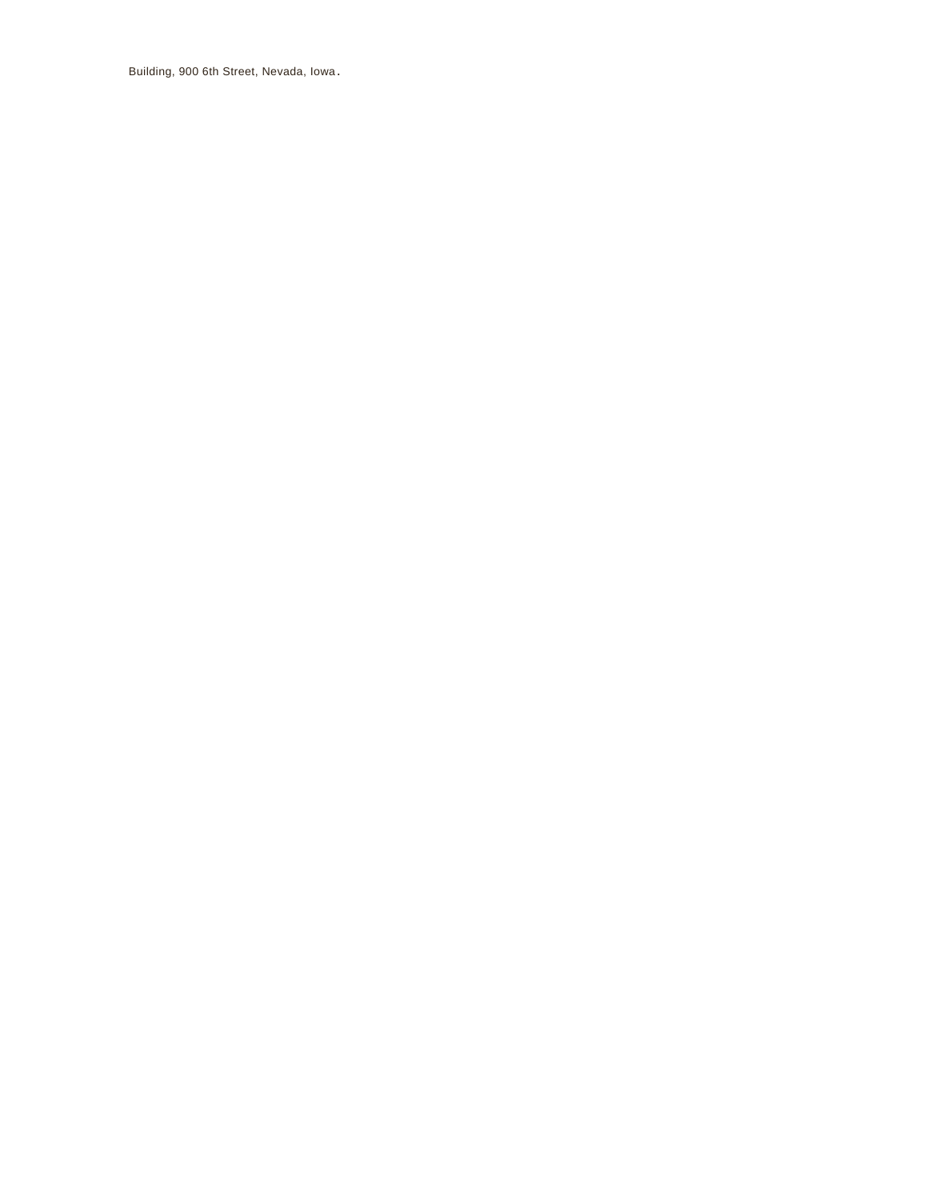Building, 900 6th Street, Nevada, Iowa.